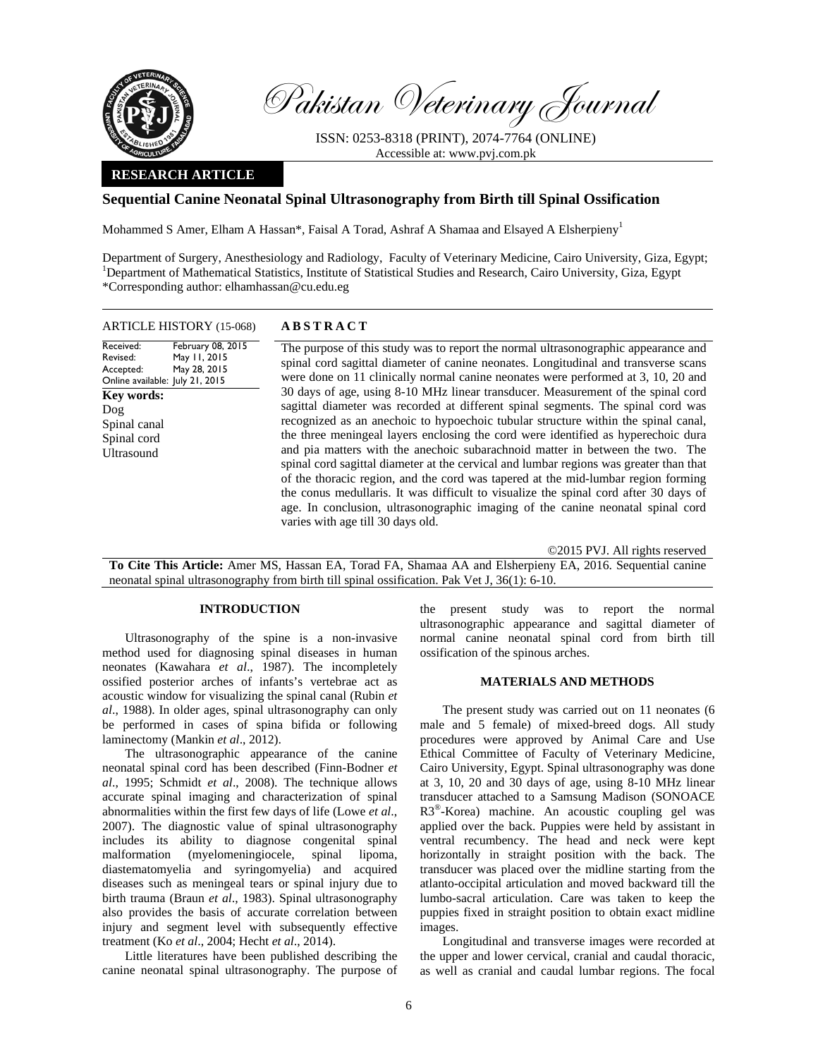Pakistan Veterinary Journal

ISSN: 0253-8318 (PRINT), 2074-7764 (ONLINE)
Accessible at: www.pvj.com.pk

**RESEARCH ARTICLE**

# Sequential Canine Neonatal Spinal Ultrasonography from Birth till Spinal Ossification

Mohammed S Amer, Elham A Hassan*, Faisal A Torad, Ashraf A Shamaa and Elsayed A Elsherpieny[1]

Department of Surgery, Anesthesiology and Radiology, Faculty of Veterinary Medicine, Cairo University, Giza, Egypt; [1]Department of Mathematical Statistics, Institute of Statistical Studies and Research, Cairo University, Giza, Egypt
*Corresponding author: elhamhassan@cu.edu.eg

**ARTICLE HISTORY (15-068)**

Received: February 08, 2015
Revised: May 11, 2015
Accepted: May 28, 2015
Online available: July 21, 2015

**Key words:**
Dog
Spinal canal
Spinal cord
Ultrasound

**ABSTRACT**

The purpose of this study was to report the normal ultrasonographic appearance and spinal cord sagittal diameter of canine neonates. Longitudinal and transverse scans were done on 11 clinically normal canine neonates were performed at 3, 10, 20 and 30 days of age, using 8-10 MHz linear transducer. Measurement of the spinal cord sagittal diameter was recorded at different spinal segments. The spinal cord was recognized as an anechoic to hypoechoic tubular structure within the spinal canal, the three meningeal layers enclosing the cord were identified as hyperechoic dura and pia matters with the anechoic subarachnoid matter in between the two. The spinal cord sagittal diameter at the cervical and lumbar regions was greater than that of the thoracic region, and the cord was tapered at the mid-lumbar region forming the conus medullaris. It was difficult to visualize the spinal cord after 30 days of age. In conclusion, ultrasonographic imaging of the canine neonatal spinal cord varies with age till 30 days old.

©2015 PVJ. All rights reserved

**To Cite This Article:** Amer MS, Hassan EA, Torad FA, Shamaa AA and Elsherpieny EA, 2016. Sequential canine neonatal spinal ultrasonography from birth till spinal ossification. Pak Vet J, 36(1): 6-10.

## INTRODUCTION

Ultrasonography of the spine is a non-invasive method used for diagnosing spinal diseases in human neonates (Kawahara *et al*., 1987). The incompletely ossified posterior arches of infants's vertebrae act as acoustic window for visualizing the spinal canal (Rubin *et al*., 1988). In older ages, spinal ultrasonography can only be performed in cases of spina bifida or following laminectomy (Mankin *et al*., 2012).

The ultrasonographic appearance of the canine neonatal spinal cord has been described (Finn-Bodner *et al*., 1995; Schmidt *et al*., 2008). The technique allows accurate spinal imaging and characterization of spinal abnormalities within the first few days of life (Lowe *et al*., 2007). The diagnostic value of spinal ultrasonography includes its ability to diagnose congenital spinal malformation (myelomeningiocele, spinal lipoma, diastematomyelia and syringomyelia) and acquired diseases such as meningeal tears or spinal injury due to birth trauma (Braun *et al*., 1983). Spinal ultrasonography also provides the basis of accurate correlation between injury and segment level with subsequently effective treatment (Ko *et al*., 2004; Hecht *et al*., 2014).

Little literatures have been published describing the canine neonatal spinal ultrasonography. The purpose of the present study was to report the normal ultrasonographic appearance and sagittal diameter of normal canine neonatal spinal cord from birth till ossification of the spinous arches.

## MATERIALS AND METHODS

The present study was carried out on 11 neonates (6 male and 5 female) of mixed-breed dogs. All study procedures were approved by Animal Care and Use Ethical Committee of Faculty of Veterinary Medicine, Cairo University, Egypt. Spinal ultrasonography was done at 3, 10, 20 and 30 days of age, using 8-10 MHz linear transducer attached to a Samsung Madison (SONOACE R3®-Korea) machine. An acoustic coupling gel was applied over the back. Puppies were held by assistant in ventral recumbency. The head and neck were kept horizontally in straight position with the back. The transducer was placed over the midline starting from the atlanto-occipital articulation and moved backward till the lumbo-sacral articulation. Care was taken to keep the puppies fixed in straight position to obtain exact midline images.

Longitudinal and transverse images were recorded at the upper and lower cervical, cranial and caudal thoracic, as well as cranial and caudal lumbar regions. The focal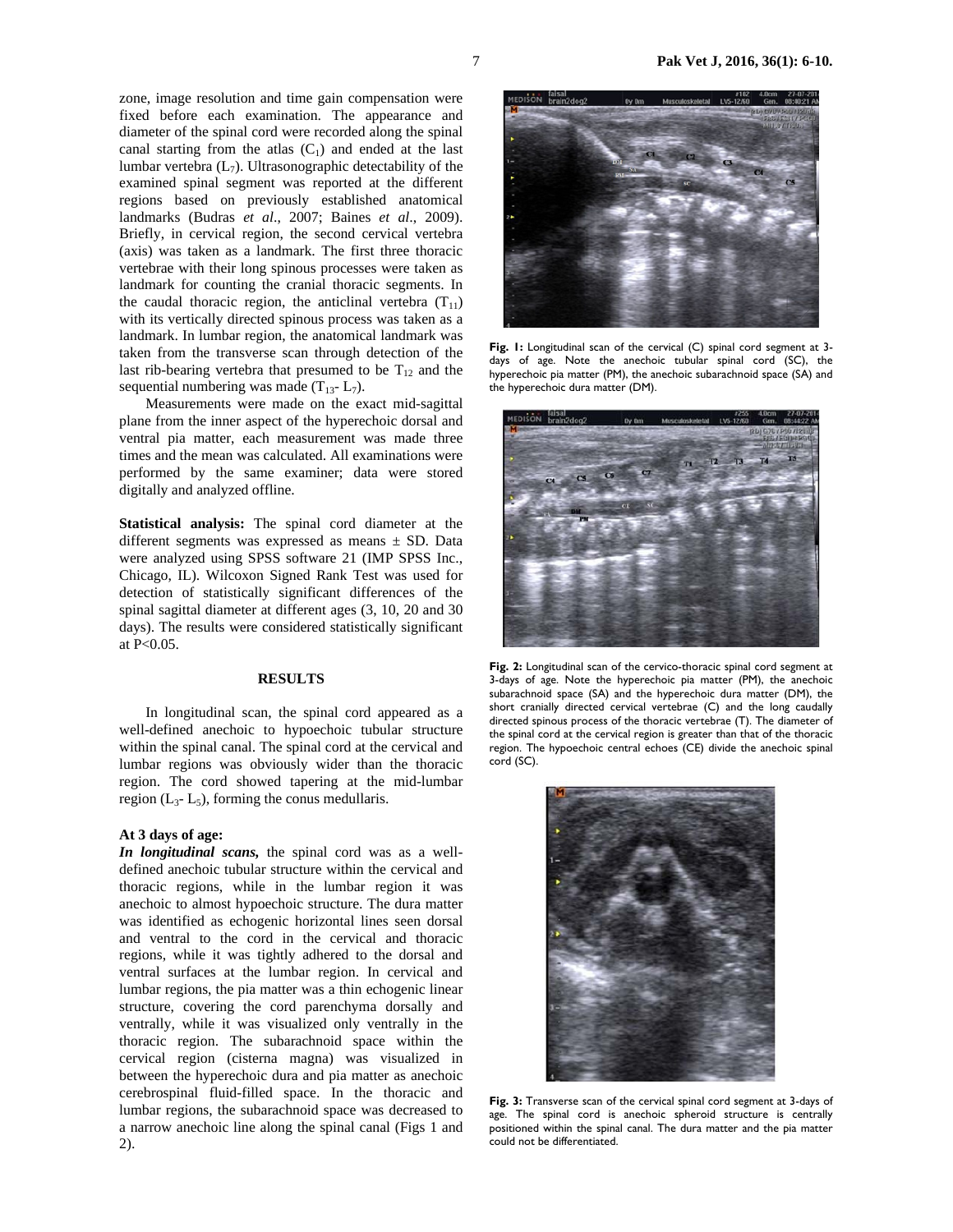zone, image resolution and time gain compensation were fixed before each examination. The appearance and diameter of the spinal cord were recorded along the spinal canal starting from the atlas ($C_1$) and ended at the last lumbar vertebra ($L_7$). Ultrasonographic detectability of the examined spinal segment was reported at the different regions based on previously established anatomical landmarks (Budras *et al*., 2007; Baines *et al*., 2009). Briefly, in cervical region, the second cervical vertebra (axis) was taken as a landmark. The first three thoracic vertebrae with their long spinous processes were taken as landmark for counting the cranial thoracic segments. In the caudal thoracic region, the anticlinal vertebra ($T_{11}$) with its vertically directed spinous process was taken as a landmark. In lumbar region, the anatomical landmark was taken from the transverse scan through detection of the last rib-bearing vertebra that presumed to be $T_{12}$ and the sequential numbering was made ($T_{13}$- $L_7$).

Measurements were made on the exact mid-sagittal plane from the inner aspect of the hyperechoic dorsal and ventral pia matter, each measurement was made three times and the mean was calculated. All examinations were performed by the same examiner; data were stored digitally and analyzed offline.

**Statistical analysis:** The spinal cord diameter at the different segments was expressed as means ± SD. Data were analyzed using SPSS software 21 (IMP SPSS Inc., Chicago, IL). Wilcoxon Signed Rank Test was used for detection of statistically significant differences of the spinal sagittal diameter at different ages (3, 10, 20 and 30 days). The results were considered statistically significant at P<0.05.

## RESULTS

In longitudinal scan, the spinal cord appeared as a well-defined anechoic to hypoechoic tubular structure within the spinal canal. The spinal cord at the cervical and lumbar regions was obviously wider than the thoracic region. The cord showed tapering at the mid-lumbar region ($L_3$- $L_5$), forming the conus medullaris.

### At 3 days of age:

***In longitudinal scans,*** the spinal cord was as a well-defined anechoic tubular structure within the cervical and thoracic regions, while in the lumbar region it was anechoic to almost hypoechoic structure. The dura matter was identified as echogenic horizontal lines seen dorsal and ventral to the cord in the cervical and thoracic regions, while it was tightly adhered to the dorsal and ventral surfaces at the lumbar region. In cervical and lumbar regions, the pia matter was a thin echogenic linear structure, covering the cord parenchyma dorsally and ventrally, while it was visualized only ventrally in the thoracic region. The subarachnoid space within the cervical region (cisterna magna) was visualized in between the hyperechoic dura and pia matter as anechoic cerebrospinal fluid-filled space. In the thoracic and lumbar regions, the subarachnoid space was decreased to a narrow anechoic line along the spinal canal (Figs 1 and 2).

**Fig. 1:** Longitudinal scan of the cervical (C) spinal cord segment at 3-days of age. Note the anechoic tubular spinal cord (SC), the hyperechoic pia matter (PM), the anechoic subarachnoid space (SA) and the hyperechoic dura matter (DM).

**Fig. 2:** Longitudinal scan of the cervico-thoracic spinal cord segment at 3-days of age. Note the hyperechoic pia matter (PM), the anechoic subarachnoid space (SA) and the hyperechoic dura matter (DM), the short cranially directed cervical vertebrae (C) and the long caudally directed spinous process of the thoracic vertebrae (T). The diameter of the spinal cord at the cervical region is greater than that of the thoracic region. The hypoechoic central echoes (CE) divide the anechoic spinal cord (SC).

**Fig. 3:** Transverse scan of the cervical spinal cord segment at 3-days of age. The spinal cord is anechoic spheroid structure is centrally positioned within the spinal canal. The dura matter and the pia matter could not be differentiated.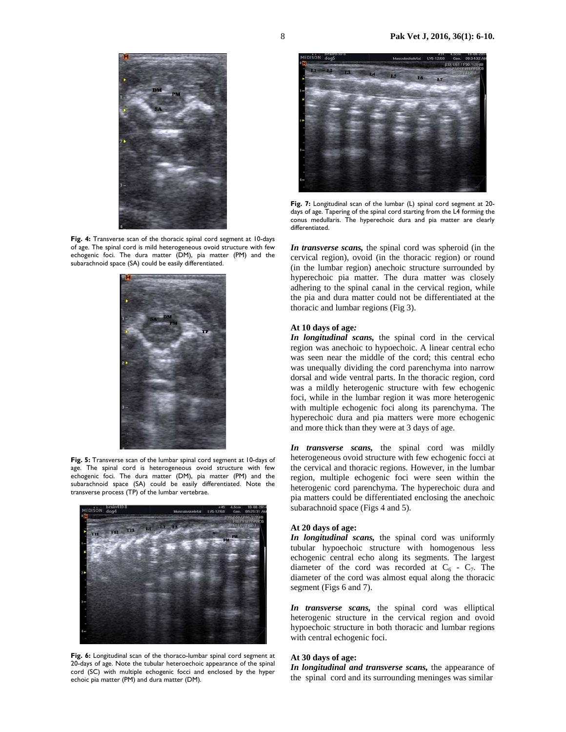**Fig. 4:** Transverse scan of the thoracic spinal cord segment at 10-days of age. The spinal cord is mild heterogeneous ovoid structure with few echogenic foci. The dura matter (DM), pia matter (PM) and the subarachnoid space (SA) could be easily differentiated.

**Fig. 5:** Transverse scan of the lumbar spinal cord segment at 10-days of age. The spinal cord is heterogeneous ovoid structure with few echogenic foci. The dura matter (DM), pia matter (PM) and the subarachnoid space (SA) could be easily differentiated. Note the transverse process (TP) of the lumbar vertebrae.

**Fig. 6:** Longitudinal scan of the thoraco-lumbar spinal cord segment at 20-days of age. Note the tubular heteroechoic appearance of the spinal cord (SC) with multiple echogenic focci and enclosed by the hyper echoic pia matter (PM) and dura matter (DM).

**Fig. 7:** Longitudinal scan of the lumbar (L) spinal cord segment at 20-days of age. Tapering of the spinal cord starting from the L4 forming the conus medullaris. The hyperechoic dura and pia matter are clearly differentiated.

***In transverse scans,*** the spinal cord was spheroid (in the cervical region), ovoid (in the thoracic region) or round (in the lumbar region) anechoic structure surrounded by hyperechoic pia matter. The dura matter was closely adhering to the spinal canal in the cervical region, while the pia and dura matter could not be differentiated at the thoracic and lumbar regions (Fig 3).

**At 10 days of age*:***

***In longitudinal scans,*** the spinal cord in the cervical region was anechoic to hypoechoic. A linear central echo was seen near the middle of the cord; this central echo was unequally dividing the cord parenchyma into narrow dorsal and wide ventral parts. In the thoracic region, cord was a mildly heterogenic structure with few echogenic foci, while in the lumbar region it was more heterogenic with multiple echogenic foci along its parenchyma. The hyperechoic dura and pia matters were more echogenic and more thick than they were at 3 days of age.

***In transverse scans,*** the spinal cord was mildly heterogeneous ovoid structure with few echogenic focci at the cervical and thoracic regions. However, in the lumbar region, multiple echogenic foci were seen within the heterogenic cord parenchyma. The hyperechoic dura and pia matters could be differentiated enclosing the anechoic subarachnoid space (Figs 4 and 5).

**At 20 days of age:**

***In longitudinal scans,*** the spinal cord was uniformly tubular hypoechoic structure with homogenous less echogenic central echo along its segments. The largest diameter of the cord was recorded at $C_6$ - $C_7$. The diameter of the cord was almost equal along the thoracic segment (Figs 6 and 7).

***In transverse scans,*** the spinal cord was elliptical heterogenic structure in the cervical region and ovoid hypoechoic structure in both thoracic and lumbar regions with central echogenic foci.

**At 30 days of age:**

***In longitudinal and transverse scans,*** the appearance of the spinal cord and its surrounding meninges was similar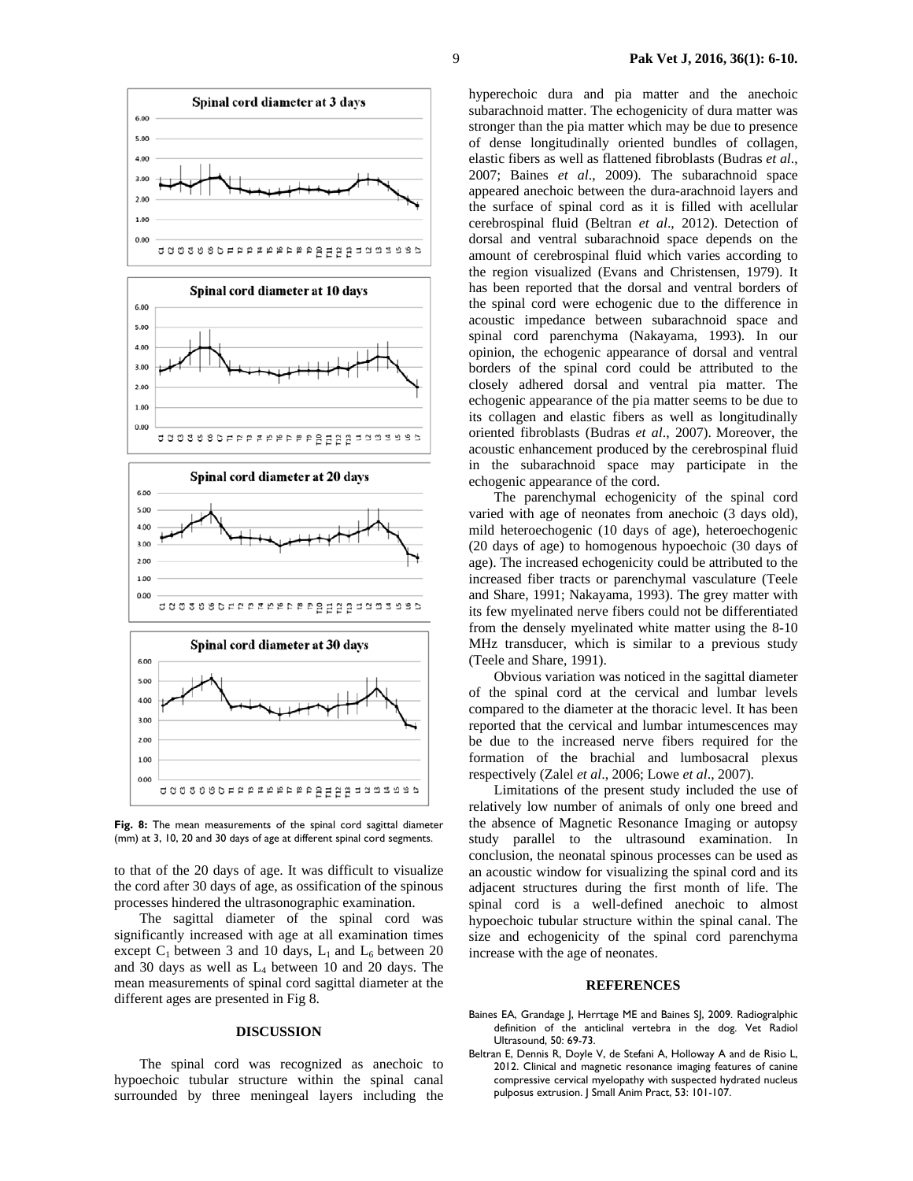**Fig. 8:** The mean measurements of the spinal cord sagittal diameter (mm) at 3, 10, 20 and 30 days of age at different spinal cord segments.

to that of the 20 days of age. It was difficult to visualize the cord after 30 days of age, as ossification of the spinous processes hindered the ultrasonographic examination.

The sagittal diameter of the spinal cord was significantly increased with age at all examination times except $C_1$ between 3 and 10 days, $L_1$ and $L_6$ between 20 and 30 days as well as $L_4$ between 10 and 20 days. The mean measurements of spinal cord sagittal diameter at the different ages are presented in Fig 8.

## DISCUSSION

The spinal cord was recognized as anechoic to hypoechoic tubular structure within the spinal canal surrounded by three meningeal layers including the hyperechoic dura and pia matter and the anechoic subarachnoid matter. The echogenicity of dura matter was stronger than the pia matter which may be due to presence of dense longitudinally oriented bundles of collagen, elastic fibers as well as flattened fibroblasts (Budras *et al*., 2007; Baines *et al*., 2009). The subarachnoid space appeared anechoic between the dura-arachnoid layers and the surface of spinal cord as it is filled with acellular cerebrospinal fluid (Beltran *et al*., 2012). Detection of dorsal and ventral subarachnoid space depends on the amount of cerebrospinal fluid which varies according to the region visualized (Evans and Christensen, 1979). It has been reported that the dorsal and ventral borders of the spinal cord were echogenic due to the difference in acoustic impedance between subarachnoid space and spinal cord parenchyma (Nakayama, 1993). In our opinion, the echogenic appearance of dorsal and ventral borders of the spinal cord could be attributed to the closely adhered dorsal and ventral pia matter. The echogenic appearance of the pia matter seems to be due to its collagen and elastic fibers as well as longitudinally oriented fibroblasts (Budras *et al*., 2007). Moreover, the acoustic enhancement produced by the cerebrospinal fluid in the subarachnoid space may participate in the echogenic appearance of the cord.

The parenchymal echogenicity of the spinal cord varied with age of neonates from anechoic (3 days old), mild heteroechogenic (10 days of age), heteroechogenic (20 days of age) to homogenous hypoechoic (30 days of age). The increased echogenicity could be attributed to the increased fiber tracts or parenchymal vasculature (Teele and Share, 1991; Nakayama, 1993). The grey matter with its few myelinated nerve fibers could not be differentiated from the densely myelinated white matter using the 8-10 MHz transducer, which is similar to a previous study (Teele and Share, 1991).

Obvious variation was noticed in the sagittal diameter of the spinal cord at the cervical and lumbar levels compared to the diameter at the thoracic level. It has been reported that the cervical and lumbar intumescences may be due to the increased nerve fibers required for the formation of the brachial and lumbosacral plexus respectively (Zalel *et al*., 2006; Lowe *et al*., 2007).

Limitations of the present study included the use of relatively low number of animals of only one breed and the absence of Magnetic Resonance Imaging or autopsy study parallel to the ultrasound examination. In conclusion, the neonatal spinous processes can be used as an acoustic window for visualizing the spinal cord and its adjacent structures during the first month of life. The spinal cord is a well-defined anechoic to almost hypoechoic tubular structure within the spinal canal. The size and echogenicity of the spinal cord parenchyma increase with the age of neonates.

## REFERENCES

Baines EA, Grandage J, Herrtage ME and Baines SJ, 2009. Radiogralphic definition of the anticlinal vertebra in the dog. Vet Radiol Ultrasound, 50: 69-73.

Beltran E, Dennis R, Doyle V, de Stefani A, Holloway A and de Risio L, 2012. Clinical and magnetic resonance imaging features of canine compressive cervical myelopathy with suspected hydrated nucleus pulposus extrusion. J Small Anim Pract, 53: 101-107.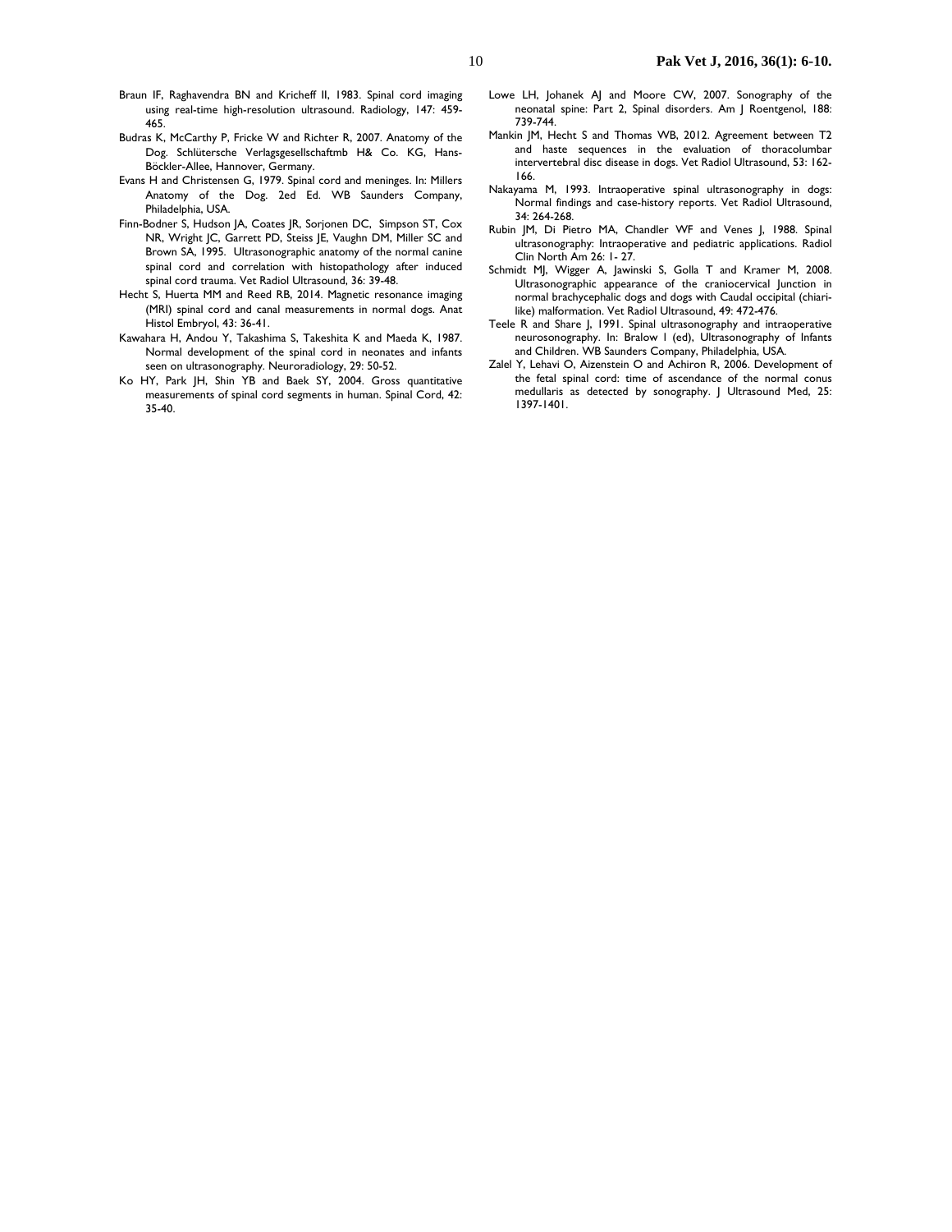Braun IF, Raghavendra BN and Kricheff II, 1983. Spinal cord imaging using real-time high-resolution ultrasound. Radiology, 147: 459-465.

Budras K, McCarthy P, Fricke W and Richter R, 2007. Anatomy of the Dog. Schlütersche Verlagsgesellschaftmb H& Co. KG, Hans-Böckler-Allee, Hannover, Germany.

Evans H and Christensen G, 1979. Spinal cord and meninges. In: Millers Anatomy of the Dog. 2ed Ed. WB Saunders Company, Philadelphia, USA.

Finn-Bodner S, Hudson JA, Coates JR, Sorjonen DC, Simpson ST, Cox NR, Wright JC, Garrett PD, Steiss JE, Vaughn DM, Miller SC and Brown SA, 1995. Ultrasonographic anatomy of the normal canine spinal cord and correlation with histopathology after induced spinal cord trauma. Vet Radiol Ultrasound, 36: 39-48.

Hecht S, Huerta MM and Reed RB, 2014. Magnetic resonance imaging (MRI) spinal cord and canal measurements in normal dogs. Anat Histol Embryol, 43: 36-41.

Kawahara H, Andou Y, Takashima S, Takeshita K and Maeda K, 1987. Normal development of the spinal cord in neonates and infants seen on ultrasonography. Neuroradiology, 29: 50-52.

Ko HY, Park JH, Shin YB and Baek SY, 2004. Gross quantitative measurements of spinal cord segments in human. Spinal Cord, 42: 35-40.

Lowe LH, Johanek AJ and Moore CW, 2007. Sonography of the neonatal spine: Part 2, Spinal disorders. Am J Roentgenol, 188: 739-744.

Mankin JM, Hecht S and Thomas WB, 2012. Agreement between T2 and haste sequences in the evaluation of thoracolumbar intervertebral disc disease in dogs. Vet Radiol Ultrasound, 53: 162-166.

Nakayama M, 1993. Intraoperative spinal ultrasonography in dogs: Normal findings and case-history reports. Vet Radiol Ultrasound, 34: 264-268.

Rubin JM, Di Pietro MA, Chandler WF and Venes J, 1988. Spinal ultrasonography: Intraoperative and pediatric applications. Radiol Clin North Am 26: 1- 27.

Schmidt MJ, Wigger A, Jawinski S, Golla T and Kramer M, 2008. Ultrasonographic appearance of the craniocervical Junction in normal brachycephalic dogs and dogs with Caudal occipital (chiari-like) malformation. Vet Radiol Ultrasound, 49: 472-476.

Teele R and Share J, 1991. Spinal ultrasonography and intraoperative neurosonography. In: Bralow I (ed), Ultrasonography of Infants and Children. WB Saunders Company, Philadelphia, USA.

Zalel Y, Lehavi O, Aizenstein O and Achiron R, 2006. Development of the fetal spinal cord: time of ascendance of the normal conus medullaris as detected by sonography. J Ultrasound Med, 25: 1397-1401.